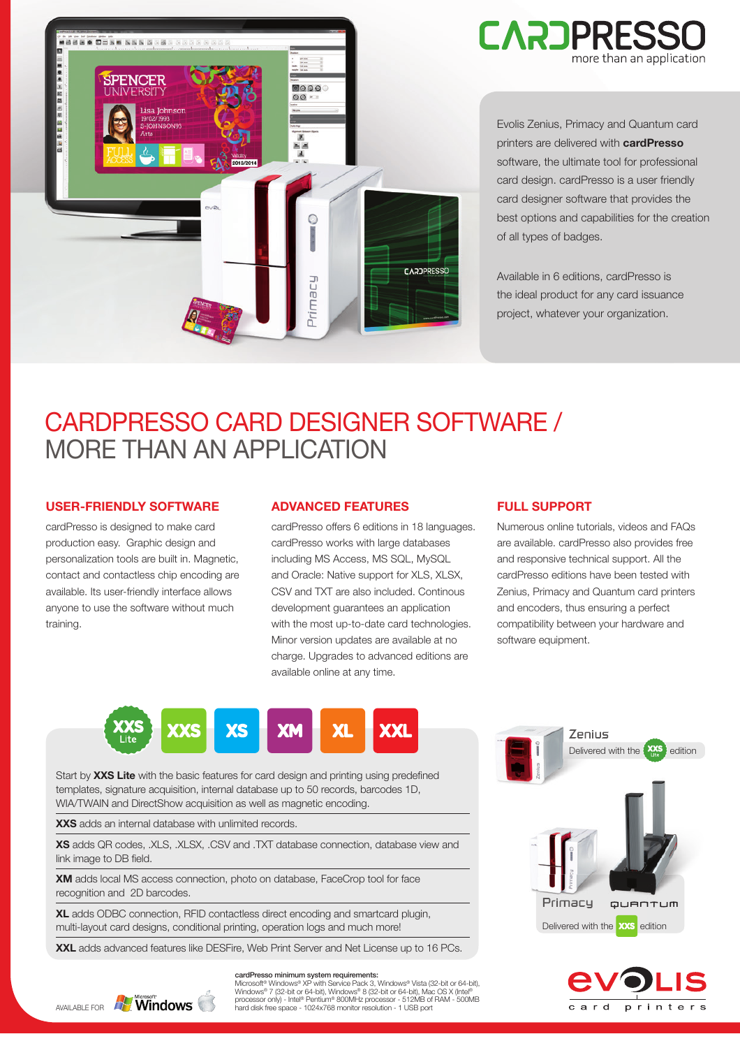# CARDPRESSO

more than an application

Evolis Zenius, Primacy and Quantum card printers are delivered with **cardPresso** software, the ultimate tool for professional card design. cardPresso is a user friendly card designer software that provides the best options and capabilities for the creation of all types of badges.

Available in 6 editions, cardPresso is the ideal product for any card issuance project, whatever your organization.

## CARDPRESSO CARD DESIGNER SOFTWARE / MORE THAN AN APPLICATION

### USER-FRIENDLY SOFTWARE

cardPresso is designed to make card production easy. Graphic design and personalization tools are built in. Magnetic, contact and contactless chip encoding are available. Its user-friendly interface allows anyone to use the software without much training.

### ADVANCED FEATURES

cardPresso offers 6 editions in 18 languages. cardPresso works with large databases including MS Access, MS SQL, MySQL and Oracle: Native support for XLS, XLSX, CSV and TXT are also included. Continous development guarantees an application with the most up-to-date card technologies. Minor version updates are available at no charge. Upgrades to advanced editions are available online at any time.

### FULL SUPPORT

Numerous online tutorials, videos and FAQs are available. cardPresso also provides free and responsive technical support. All the cardPresso editions have been tested with Zenius, Primacy and Quantum card printers and encoders, thus ensuring a perfect compatibility between your hardware and software equipment.

XXS Lite | XXS | XS | XM | XL | XXL

Start by **XXS Lite** with the basic features for card design and printing using predefined templates, signature acquisition, internal database up to 50 records, barcodes 1D, WIA/TWAIN and DirectShow acquisition as well as magnetic encoding.

**XXS** adds an internal database with unlimited records.

**XS** adds QR codes, .XLS, .XLSX, .CSV and .TXT database connection, database view and link image to DB field.

**XM** adds local MS access connection, photo on database, FaceCrop tool for face recognition and 2D barcodes.

**XL** adds ODBC connection, RFID contactless direct encoding and smartcard plugin, multi-layout card designs, conditional printing, operation logs and much more!

**XXL** adds advanced features like DESFire, Web Print Server and Net License up to 16 PCs.

Zenius — Delivered with the XXS Lite edition

Primacy, Quantum — Delivered with the XXS edition

AVAILABLE FOR Microsoft Windows

**cardPresso minimum system requirements:**
Microsoft® Windows® XP with Service Pack 3, Windows® Vista (32-bit or 64-bit), Windows® 7 (32-bit or 64-bit), Windows® 8 (32-bit or 64-bit), Mac OS X (Intel® processor only) - Intel® Pentium® 800MHz processor - 512MB of RAM - 500MB hard disk free space - 1024x768 monitor resolution - 1 USB port

evolis card printers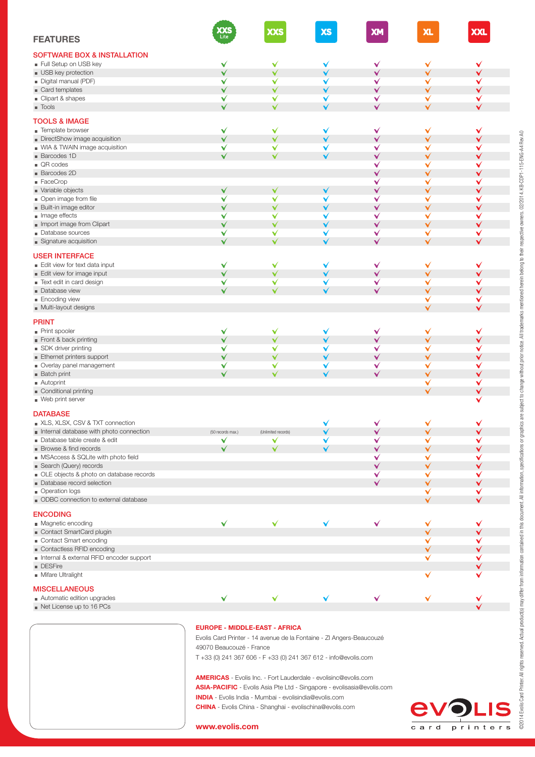## FEATURES

| FEATURES | XXS Lite | XXS | XS | XM | XL | XXL |
|---|---|---|---|---|---|---|
| **SOFTWARE BOX & INSTALLATION** | | | | | | |
| Full Setup on USB key | ✓ | ✓ | ✓ | ✓ | ✓ | ✓ |
| USB key protection | ✓ | ✓ | ✓ | ✓ | ✓ | ✓ |
| Digital manual (PDF) | ✓ | ✓ | ✓ | ✓ | ✓ | ✓ |
| Card templates | ✓ | ✓ | ✓ | ✓ | ✓ | ✓ |
| Clipart & shapes | ✓ | ✓ | ✓ | ✓ | ✓ | ✓ |
| Tools | ✓ | ✓ | ✓ | ✓ | ✓ | ✓ |
| **TOOLS & IMAGE** | | | | | | |
| Template browser | ✓ | ✓ | ✓ | ✓ | ✓ | ✓ |
| DirectShow image acquisition | ✓ | ✓ | ✓ | ✓ | ✓ | ✓ |
| WIA & TWAIN image acquisition | ✓ | ✓ | ✓ | ✓ | ✓ | ✓ |
| Barcodes 1D | ✓ | ✓ | ✓ | ✓ | ✓ | ✓ |
| QR codes | | | | ✓ | ✓ | ✓ |
| Barcodes 2D | | | | ✓ | ✓ | ✓ |
| FaceCrop | | | | ✓ | ✓ | ✓ |
| Variable objects | ✓ | ✓ | ✓ | ✓ | ✓ | ✓ |
| Open image from file | ✓ | ✓ | ✓ | ✓ | ✓ | ✓ |
| Built-in image editor | ✓ | ✓ | ✓ | ✓ | ✓ | ✓ |
| Image effects | ✓ | ✓ | ✓ | ✓ | ✓ | ✓ |
| Import image from Clipart | ✓ | ✓ | ✓ | ✓ | ✓ | ✓ |
| Database sources | ✓ | ✓ | ✓ | ✓ | ✓ | ✓ |
| Signature acquisition | ✓ | ✓ | ✓ | ✓ | ✓ | ✓ |
| **USER INTERFACE** | | | | | | |
| Edit view for text data input | ✓ | ✓ | ✓ | ✓ | ✓ | ✓ |
| Edit view for image input | ✓ | ✓ | ✓ | ✓ | ✓ | ✓ |
| Text edit in card design | ✓ | ✓ | ✓ | ✓ | ✓ | ✓ |
| Database view | ✓ | ✓ | ✓ | ✓ | ✓ | ✓ |
| Encoding view | | | | | ✓ | ✓ |
| Multi-layout designs | | | | | ✓ | ✓ |
| **PRINT** | | | | | | |
| Print spooler | ✓ | ✓ | ✓ | ✓ | ✓ | ✓ |
| Front & back printing | ✓ | ✓ | ✓ | ✓ | ✓ | ✓ |
| SDK driver printing | ✓ | ✓ | ✓ | ✓ | ✓ | ✓ |
| Ethernet printers support | ✓ | ✓ | ✓ | ✓ | ✓ | ✓ |
| Overlay panel management | ✓ | ✓ | ✓ | ✓ | ✓ | ✓ |
| Batch print | ✓ | ✓ | ✓ | ✓ | ✓ | ✓ |
| Autoprint | | | | | ✓ | ✓ |
| Conditional printing | | | | | ✓ | ✓ |
| Web print server | | | | | | ✓ |
| **DATABASE** | | | | | | |
| XLS, XLSX, CSV & TXT connection | | | ✓ | ✓ | ✓ | ✓ |
| Internal database with photo connection | (50 records max.) | (Unlimited records) | ✓ | ✓ | ✓ | ✓ |
| Database table create & edit | ✓ | ✓ | ✓ | ✓ | ✓ | ✓ |
| Browse & find records | ✓ | ✓ | ✓ | ✓ | ✓ | ✓ |
| MSAccess & SQLite with photo field | | | | ✓ | ✓ | ✓ |
| Search (Query) records | | | | ✓ | ✓ | ✓ |
| OLE objects & photo on database records | | | | ✓ | ✓ | ✓ |
| Database record selection | | | | ✓ | ✓ | ✓ |
| Operation logs | | | | | ✓ | ✓ |
| ODBC connection to external database | | | | | ✓ | ✓ |
| **ENCODING** | | | | | | |
| Magnetic encoding | ✓ | ✓ | ✓ | ✓ | ✓ | ✓ |
| Contact SmartCard plugin | | | | | ✓ | ✓ |
| Contact Smart encoding | | | | | ✓ | ✓ |
| Contactless RFID encoding | | | | | ✓ | ✓ |
| Internal & external RFID encoder support | | | | | ✓ | ✓ |
| DESFire | | | | | | ✓ |
| Mifare Ultralight | | | | | ✓ | ✓ |
| **MISCELLANEOUS** | | | | | | |
| Automatic edition upgrades | ✓ | ✓ | ✓ | ✓ | ✓ | ✓ |
| Net License up to 16 PCs | | | | | | ✓ |

**EUROPE - MIDDLE-EAST - AFRICA**
Evolis Card Printer - 14 avenue de la Fontaine - ZI Angers-Beaucouzé
49070 Beaucouzé - France
T +33 (0) 241 367 606 - F +33 (0) 241 367 612 - info@evolis.com

**AMERICAS** - Evolis Inc. - Fort Lauderdale - evolisinc@evolis.com
**ASIA-PACIFIC** - Evolis Asia Pte Ltd - Singapore - evolisasia@evolis.com
**INDIA** - Evolis India - Mumbai - evolisindia@evolis.com
**CHINA** - Evolis China - Shanghai - evolischina@evolis.com

**www.evolis.com**

evolis card printers

©2014 Evolis Card Printer. All rights reserved. Actual product(s) may differ from information contained in this document. All information, specifications or graphics are subject to change without prior notice. All trademarks mentioned herein belong to their respective owners. 02/2014. KB-CDP1-115-ENG-A4 Rev A0